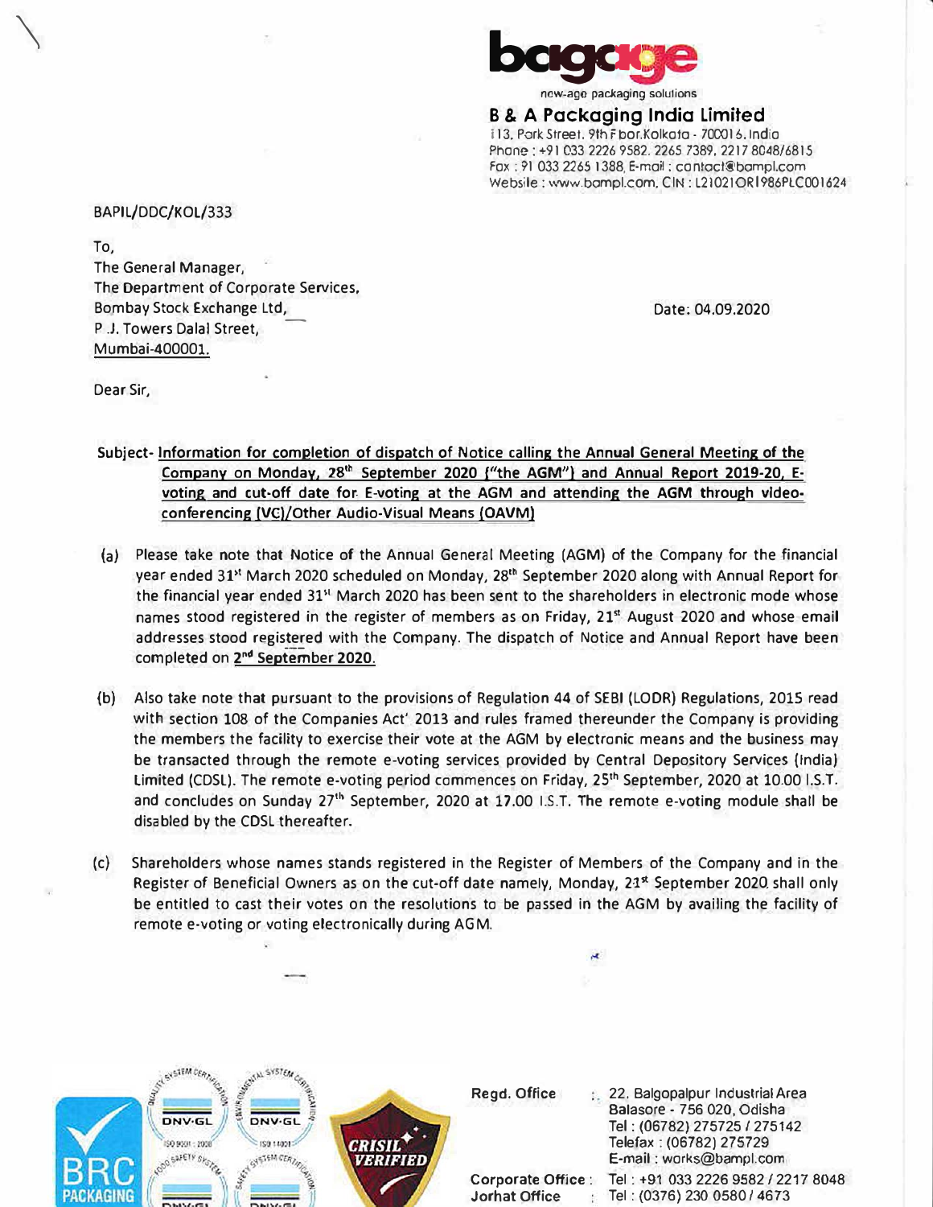bagage
new-age packaging solutions

**B & A Packaging India Limited**
113, Park Street, 9th Floor, Kolkata - 700016, India
Phone : +91 033 2226 9582, 2265 7389, 2217 8048/6815
Fax : 91 033 2265 1388, E-mail : contact@bampl.com
Website : www.bampl.com, CIN : L21021OR1986PLC001624

BAPIL/DDC/KOL/333

To,
The General Manager,
The Department of Corporate Services,
Bombay Stock Exchange Ltd,
P.J. Towers Dalal Street,
Mumbai-400001.

Date: 04.09.2020

Dear Sir,

Subject- Information for completion of dispatch of Notice calling the Annual General Meeting of the Company on Monday, 28th September 2020 ("the AGM") and Annual Report 2019-20, E-voting and cut-off date for E-voting at the AGM and attending the AGM through video-conferencing (VC)/Other Audio-Visual Means (OAVM)

(a) Please take note that Notice of the Annual General Meeting (AGM) of the Company for the financial year ended 31st March 2020 scheduled on Monday, 28th September 2020 along with Annual Report for the financial year ended 31st March 2020 has been sent to the shareholders in electronic mode whose names stood registered in the register of members as on Friday, 21st August 2020 and whose email addresses stood registered with the Company. The dispatch of Notice and Annual Report have been completed on **2nd September 2020.**

(b) Also take note that pursuant to the provisions of Regulation 44 of SEBI (LODR) Regulations, 2015 read with section 108 of the Companies Act' 2013 and rules framed thereunder the Company is providing the members the facility to exercise their vote at the AGM by electronic means and the business may be transacted through the remote e-voting services provided by Central Depository Services (India) Limited (CDSL). The remote e-voting period commences on Friday, 25th September, 2020 at 10.00 I.S.T. and concludes on Sunday 27th September, 2020 at 17.00 I.S.T. The remote e-voting module shall be disabled by the CDSL thereafter.

(c) Shareholders whose names stands registered in the Register of Members of the Company and in the Register of Beneficial Owners as on the cut-off date namely, Monday, 21st September 2020 shall only be entitled to cast their votes on the resolutions to be passed in the AGM by availing the facility of remote e-voting or voting electronically during AGM.

Regd. Office : 22, Balgopalpur Industrial Area
Balasore - 756 020, Odisha
Tel : (06782) 275725 / 275142
Telefax : (06782) 275729
E-mail : works@bampl.com

Corporate Office : Tel : +91 033 2226 9582 / 2217 8048
Jorhat Office : Tel : (0376) 230 0580 / 4673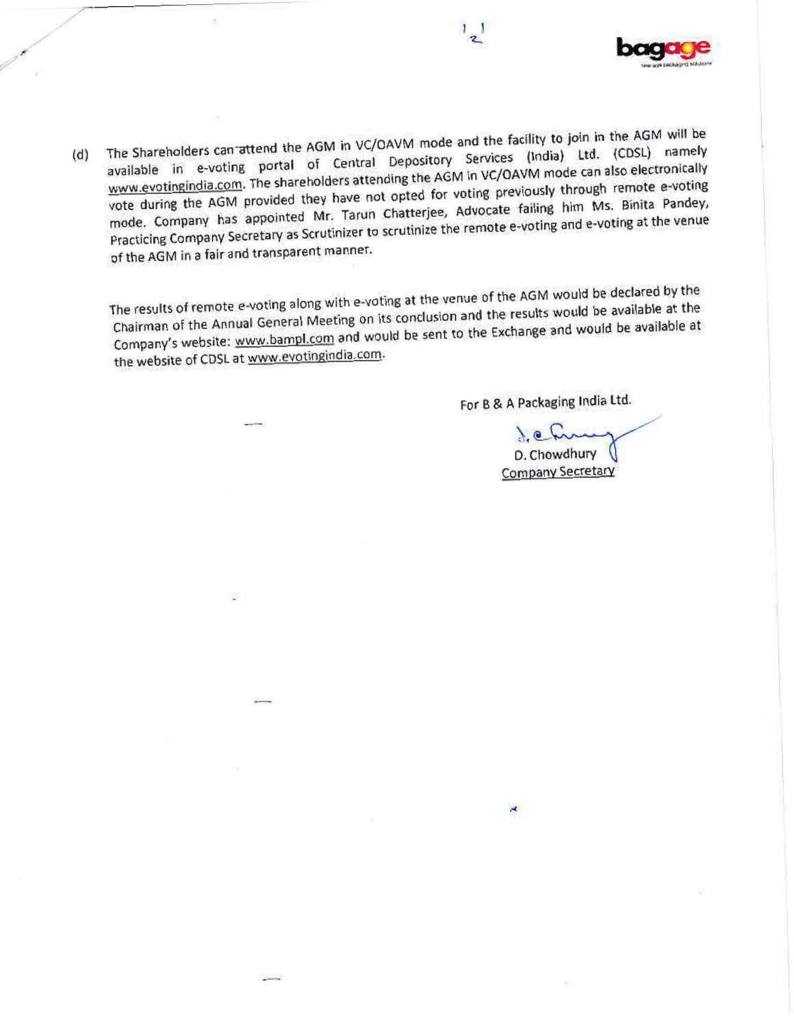(d) The Shareholders can attend the AGM in VC/OAVM mode and the facility to join in the AGM will be available in e-voting portal of Central Depository Services (India) Ltd. (CDSL) namely www.evotingindia.com. The shareholders attending the AGM in VC/OAVM mode can also electronically vote during the AGM provided they have not opted for voting previously through remote e-voting mode. Company has appointed Mr. Tarun Chatterjee, Advocate failing him Ms. Binita Pandey, Practicing Company Secretary as Scrutinizer to scrutinize the remote e-voting and e-voting at the venue of the AGM in a fair and transparent manner.

The results of remote e-voting along with e-voting at the venue of the AGM would be declared by the Chairman of the Annual General Meeting on its conclusion and the results would be available at the Company's website: www.bampl.com and would be sent to the Exchange and would be available at the website of CDSL at www.evotingindia.com.

For B & A Packaging India Ltd.

D. Chowdhury
Company Secretary